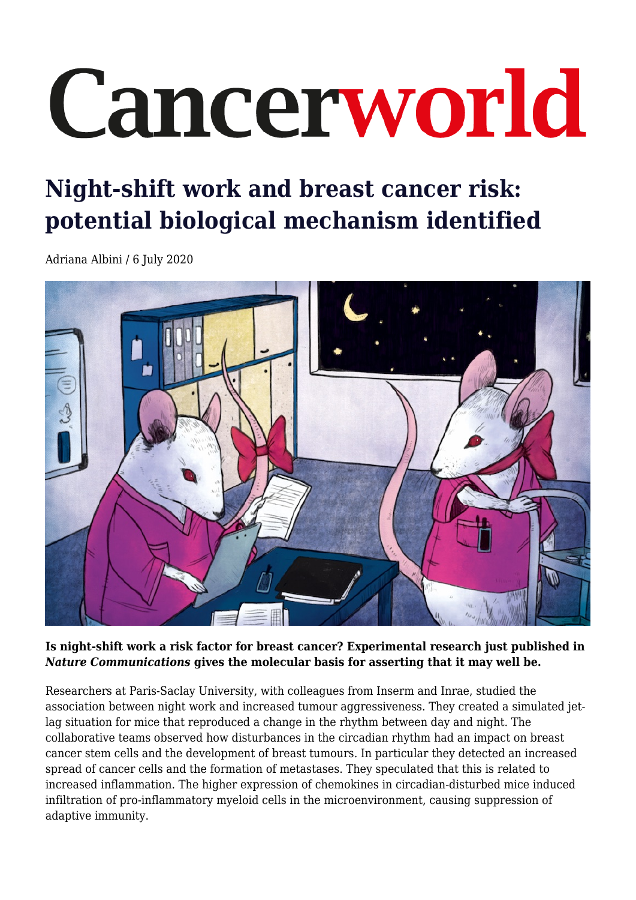# Cancerworld

## Night-shift work and breast cancer risk: potential biological mechanism identified

Adriana Albini / 6 July 2020

**Is night-shift work a risk factor for breast cancer? Experimental research just published in *Nature Communications* gives the molecular basis for asserting that it may well be.**

Researchers at Paris-Saclay University, with colleagues from Inserm and Inrae, studied the association between night work and increased tumour aggressiveness. They created a simulated jet-lag situation for mice that reproduced a change in the rhythm between day and night. The collaborative teams observed how disturbances in the circadian rhythm had an impact on breast cancer stem cells and the development of breast tumours. In particular they detected an increased spread of cancer cells and the formation of metastases. They speculated that this is related to increased inflammation. The higher expression of chemokines in circadian-disturbed mice induced infiltration of pro-inflammatory myeloid cells in the microenvironment, causing suppression of adaptive immunity.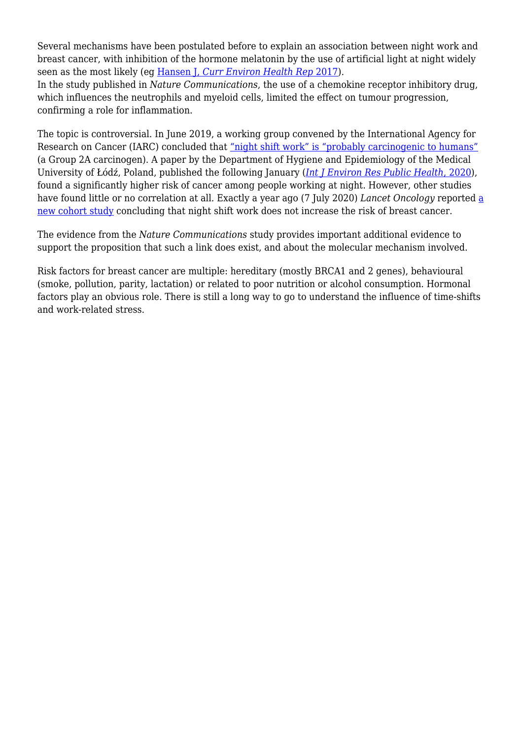Several mechanisms have been postulated before to explain an association between night work and breast cancer, with inhibition of the hormone melatonin by the use of artificial light at night widely seen as the most likely (eg [Hansen J, *Curr Environ Health Rep* 2017]).
In the study published in *Nature Communications*, the use of a chemokine receptor inhibitory drug, which influences the neutrophils and myeloid cells, limited the effect on tumour progression, confirming a role for inflammation.

The topic is controversial. In June 2019, a working group convened by the International Agency for Research on Cancer (IARC) concluded that ["night shift work" is "probably carcinogenic to humans"] (a Group 2A carcinogen). A paper by the Department of Hygiene and Epidemiology of the Medical University of Łódź, Poland, published the following January ([*Int J Environ Res Public Health*, 2020]), found a significantly higher risk of cancer among people working at night. However, other studies have found little or no correlation at all. Exactly a year ago (7 July 2020) *Lancet Oncology* reported [a new cohort study] concluding that night shift work does not increase the risk of breast cancer.

The evidence from the *Nature Communications* study provides important additional evidence to support the proposition that such a link does exist, and about the molecular mechanism involved.

Risk factors for breast cancer are multiple: hereditary (mostly BRCA1 and 2 genes), behavioural (smoke, pollution, parity, lactation) or related to poor nutrition or alcohol consumption. Hormonal factors play an obvious role. There is still a long way to go to understand the influence of time-shifts and work-related stress.